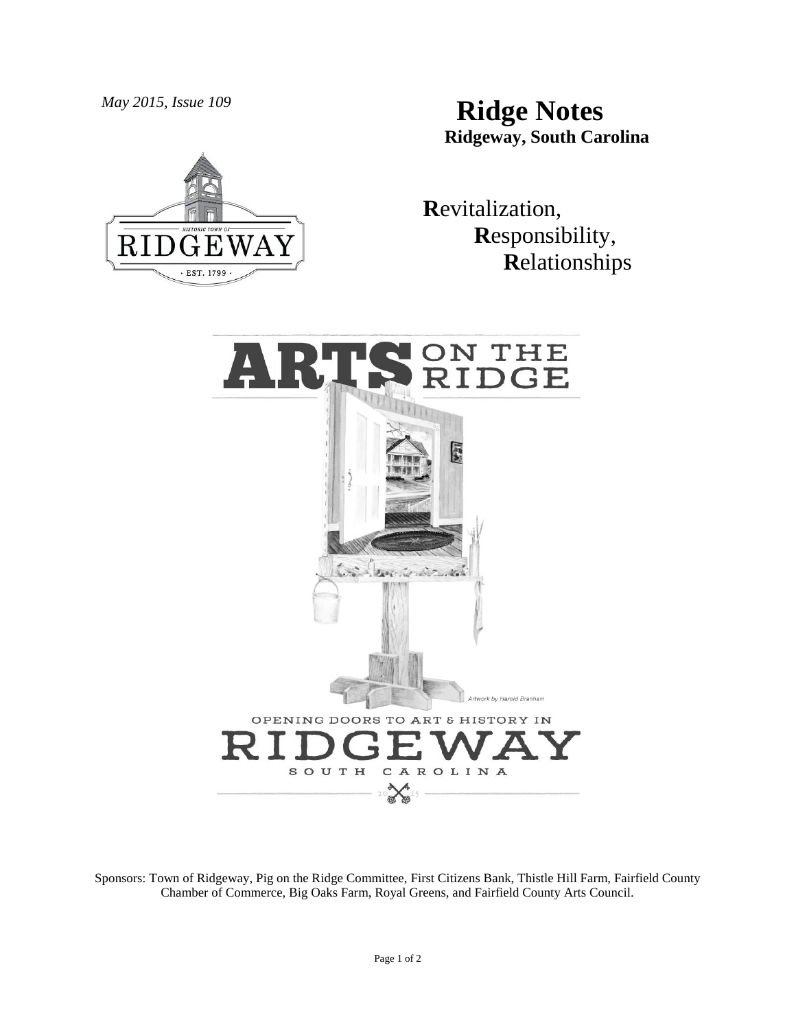*May 2015, Issue 109*

# Ridge Notes

**Ridgeway, South Carolina**

HISTORIC TOWN OF RIDGEWAY · EST. 1799 ·

**R**evitalization,
**R**esponsibility,
**R**elationships

ARTS ON THE RIDGE

Artwork by Harold Branham

OPENING DOORS TO ART & HISTORY IN RIDGEWAY SOUTH CAROLINA

2015

Sponsors: Town of Ridgeway, Pig on the Ridge Committee, First Citizens Bank, Thistle Hill Farm, Fairfield County Chamber of Commerce, Big Oaks Farm, Royal Greens, and Fairfield County Arts Council.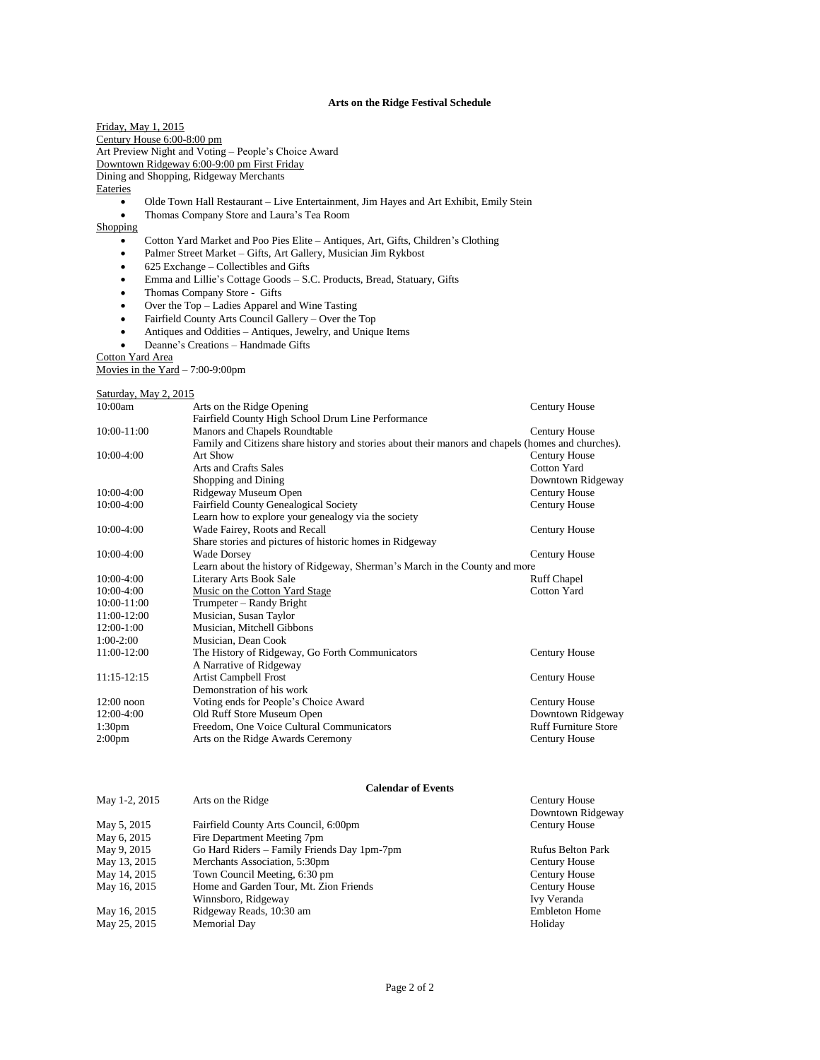## Arts on the Ridge Festival Schedule

Friday, May 1, 2015

Century House 6:00-8:00 pm

Art Preview Night and Voting – People's Choice Award

Downtown Ridgeway 6:00-9:00 pm First Friday

Dining and Shopping, Ridgeway Merchants

Eateries

- Olde Town Hall Restaurant – Live Entertainment, Jim Hayes and Art Exhibit, Emily Stein
- Thomas Company Store and Laura's Tea Room

Shopping

- Cotton Yard Market and Poo Pies Elite – Antiques, Art, Gifts, Children's Clothing
- Palmer Street Market – Gifts, Art Gallery, Musician Jim Rykbost
- 625 Exchange – Collectibles and Gifts
- Emma and Lillie's Cottage Goods – S.C. Products, Bread, Statuary, Gifts
- Thomas Company Store - Gifts
- Over the Top – Ladies Apparel and Wine Tasting
- Fairfield County Arts Council Gallery – Over the Top
- Antiques and Oddities – Antiques, Jewelry, and Unique Items
- Deanne's Creations – Handmade Gifts

Cotton Yard Area

Movies in the Yard – 7:00-9:00pm

Saturday, May 2, 2015

| | | |
|---|---|---|
| 10:00am | Arts on the Ridge Opening | Century House |
| | Fairfield County High School Drum Line Performance | |
| 10:00-11:00 | Manors and Chapels Roundtable | Century House |
| | Family and Citizens share history and stories about their manors and chapels (homes and churches). | |
| 10:00-4:00 | Art Show | Century House |
| | Arts and Crafts Sales | Cotton Yard |
| | Shopping and Dining | Downtown Ridgeway |
| 10:00-4:00 | Ridgeway Museum Open | Century House |
| 10:00-4:00 | Fairfield County Genealogical Society | Century House |
| | Learn how to explore your genealogy via the society | |
| 10:00-4:00 | Wade Fairey, Roots and Recall | Century House |
| | Share stories and pictures of historic homes in Ridgeway | |
| 10:00-4:00 | Wade Dorsey | Century House |
| | Learn about the history of Ridgeway, Sherman's March in the County and more | |
| 10:00-4:00 | Literary Arts Book Sale | Ruff Chapel |
| 10:00-4:00 | Music on the Cotton Yard Stage | Cotton Yard |
| 10:00-11:00 | Trumpeter – Randy Bright | |
| 11:00-12:00 | Musician, Susan Taylor | |
| 12:00-1:00 | Musician, Mitchell Gibbons | |
| 1:00-2:00 | Musician, Dean Cook | |
| 11:00-12:00 | The History of Ridgeway, Go Forth Communicators | Century House |
| | A Narrative of Ridgeway | |
| 11:15-12:15 | Artist Campbell Frost | Century House |
| | Demonstration of his work | |
| 12:00 noon | Voting ends for People's Choice Award | Century House |
| 12:00-4:00 | Old Ruff Store Museum Open | Downtown Ridgeway |
| 1:30pm | Freedom, One Voice Cultural Communicators | Ruff Furniture Store |
| 2:00pm | Arts on the Ridge Awards Ceremony | Century House |

## Calendar of Events

| | | |
|---|---|---|
| May 1-2, 2015 | Arts on the Ridge | Century House |
| | | Downtown Ridgeway |
| May 5, 2015 | Fairfield County Arts Council, 6:00pm | Century House |
| May 6, 2015 | Fire Department Meeting 7pm | |
| May 9, 2015 | Go Hard Riders – Family Friends Day 1pm-7pm | Rufus Belton Park |
| May 13, 2015 | Merchants Association, 5:30pm | Century House |
| May 14, 2015 | Town Council Meeting, 6:30 pm | Century House |
| May 16, 2015 | Home and Garden Tour, Mt. Zion Friends | Century House |
| | Winnsboro, Ridgeway | Ivy Veranda |
| May 16, 2015 | Ridgeway Reads, 10:30 am | Embleton Home |
| May 25, 2015 | Memorial Day | Holiday |